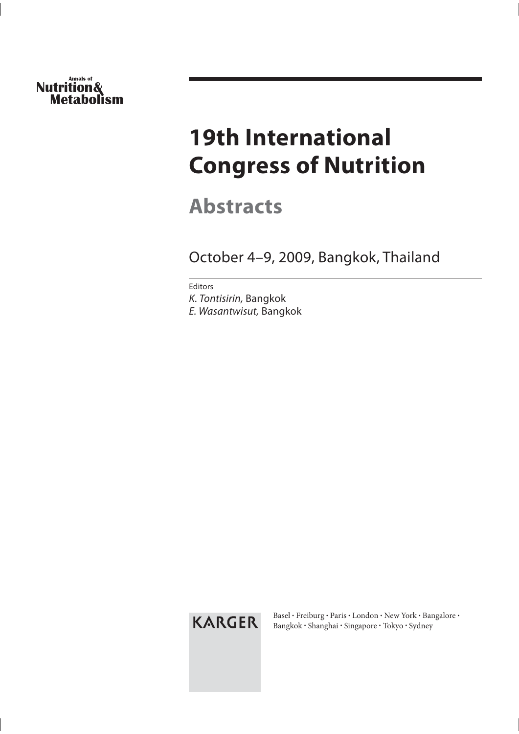Annals of
**Nutrition & Metabolism**

# 19th International Congress of Nutrition

## Abstracts

October 4–9, 2009, Bangkok, Thailand

Editors
*K. Tontisirin,* Bangkok
*E. Wasantwisut,* Bangkok

KARGER

Basel · Freiburg · Paris · London · New York · Bangalore · Bangkok · Shanghai · Singapore · Tokyo · Sydney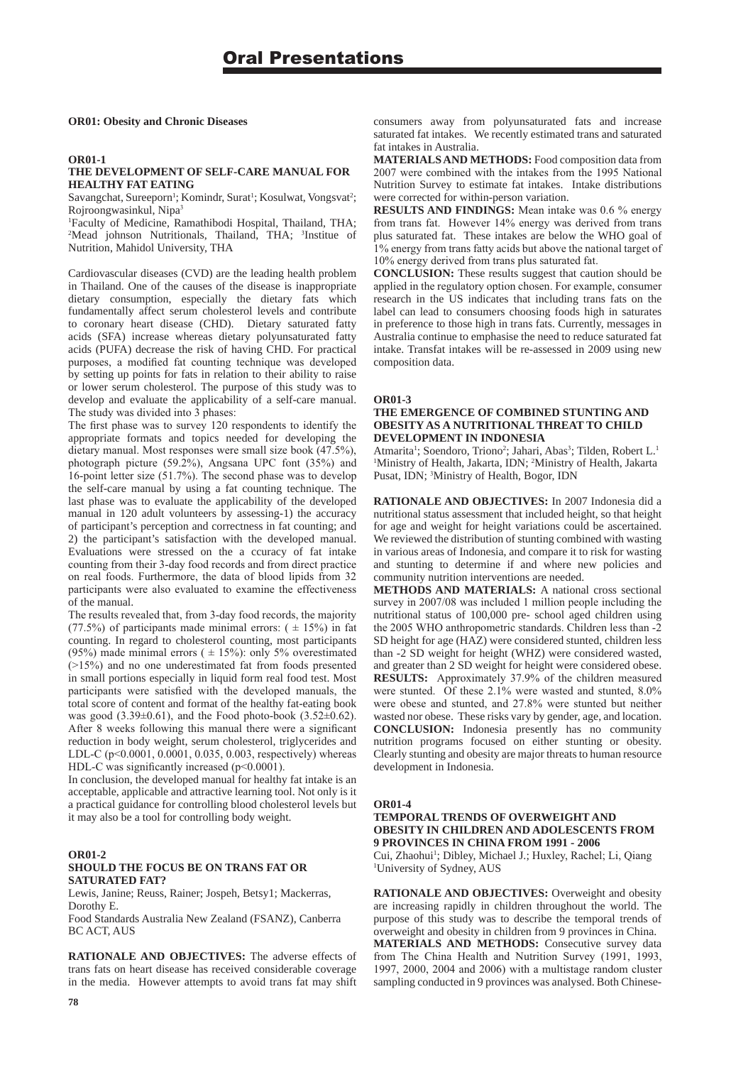## OR01: Obesity and Chronic Diseases

### OR01-1

### THE DEVELOPMENT OF SELF-CARE MANUAL FOR HEALTHY FAT EATING

Savangchat, Sureeporn[1]; Komindr, Surat[1]; Kosulwat, Vongsvat[2]; Rojroongwasinkul, Nipa[3]

[1]Faculty of Medicine, Ramathibodi Hospital, Thailand, THA; [2]Mead johnson Nutritionals, Thailand, THA; [3]Institue of Nutrition, Mahidol University, THA

Cardiovascular diseases (CVD) are the leading health problem in Thailand. One of the causes of the disease is inappropriate dietary consumption, especially the dietary fats which fundamentally affect serum cholesterol levels and contribute to coronary heart disease (CHD). Dietary saturated fatty acids (SFA) increase whereas dietary polyunsaturated fatty acids (PUFA) decrease the risk of having CHD. For practical purposes, a modified fat counting technique was developed by setting up points for fats in relation to their ability to raise or lower serum cholesterol. The purpose of this study was to develop and evaluate the applicability of a self-care manual. The study was divided into 3 phases:

The first phase was to survey 120 respondents to identify the appropriate formats and topics needed for developing the dietary manual. Most responses were small size book (47.5%), photograph picture (59.2%), Angsana UPC font (35%) and 16-point letter size (51.7%). The second phase was to develop the self-care manual by using a fat counting technique. The last phase was to evaluate the applicability of the developed manual in 120 adult volunteers by assessing-1) the accuracy of participant's perception and correctness in fat counting; and 2) the participant's satisfaction with the developed manual. Evaluations were stressed on the a ccuracy of fat intake counting from their 3-day food records and from direct practice on real foods. Furthermore, the data of blood lipids from 32 participants were also evaluated to examine the effectiveness of the manual.

The results revealed that, from 3-day food records, the majority (77.5%) of participants made minimal errors: ( $\pm$ 15%) in fat counting. In regard to cholesterol counting, most participants (95%) made minimal errors ( $\pm$ 15%): only 5% overestimated (>15%) and no one underestimated fat from foods presented in small portions especially in liquid form real food test. Most participants were satisfied with the developed manuals, the total score of content and format of the healthy fat-eating book was good (3.39±0.61), and the Food photo-book (3.52±0.62). After 8 weeks following this manual there were a significant reduction in body weight, serum cholesterol, triglycerides and LDL-C ($p$<0.0001, 0.0001, 0.035, 0.003, respectively) whereas HDL-C was significantly increased ($p$<0.0001).

In conclusion, the developed manual for healthy fat intake is an acceptable, applicable and attractive learning tool. Not only is it a practical guidance for controlling blood cholesterol levels but it may also be a tool for controlling body weight.

### OR01-2

### SHOULD THE FOCUS BE ON TRANS FAT OR SATURATED FAT?

Lewis, Janine; Reuss, Rainer; Jospeh, Betsy1; Mackerras, Dorothy E.

Food Standards Australia New Zealand (FSANZ), Canberra BC ACT, AUS

**RATIONALE AND OBJECTIVES:** The adverse effects of trans fats on heart disease has received considerable coverage in the media. However attempts to avoid trans fat may shift consumers away from polyunsaturated fats and increase saturated fat intakes. We recently estimated trans and saturated fat intakes in Australia.

**MATERIALS AND METHODS:** Food composition data from 2007 were combined with the intakes from the 1995 National Nutrition Survey to estimate fat intakes. Intake distributions were corrected for within-person variation.

**RESULTS AND FINDINGS:** Mean intake was 0.6 % energy from trans fat. However 14% energy was derived from trans plus saturated fat. These intakes are below the WHO goal of 1% energy from trans fatty acids but above the national target of 10% energy derived from trans plus saturated fat.

**CONCLUSION:** These results suggest that caution should be applied in the regulatory option chosen. For example, consumer research in the US indicates that including trans fats on the label can lead to consumers choosing foods high in saturates in preference to those high in trans fats. Currently, messages in Australia continue to emphasise the need to reduce saturated fat intake. Transfat intakes will be re-assessed in 2009 using new composition data.

### OR01-3

### THE EMERGENCE OF COMBINED STUNTING AND OBESITY AS A NUTRITIONAL THREAT TO CHILD DEVELOPMENT IN INDONESIA

Atmarita[1]; Soendoro, Triono[2]; Jahari, Abas[3]; Tilden, Robert L.[1]

[1]Ministry of Health, Jakarta, IDN; [2]Ministry of Health, Jakarta Pusat, IDN; [3]Ministry of Health, Bogor, IDN

**RATIONALE AND OBJECTIVES:** In 2007 Indonesia did a nutritional status assessment that included height, so that height for age and weight for height variations could be ascertained. We reviewed the distribution of stunting combined with wasting in various areas of Indonesia, and compare it to risk for wasting and stunting to determine if and where new policies and community nutrition interventions are needed.

**METHODS AND MATERIALS:** A national cross sectional survey in 2007/08 was included 1 million people including the nutritional status of 100,000 pre- school aged children using the 2005 WHO anthropometric standards. Children less than -2 SD height for age (HAZ) were considered stunted, children less than -2 SD weight for height (WHZ) were considered wasted, and greater than 2 SD weight for height were considered obese.

**RESULTS:** Approximately 37.9% of the children measured were stunted. Of these 2.1% were wasted and stunted, 8.0% were obese and stunted, and 27.8% were stunted but neither wasted nor obese. These risks vary by gender, age, and location.

**CONCLUSION:** Indonesia presently has no community nutrition programs focused on either stunting or obesity. Clearly stunting and obesity are major threats to human resource development in Indonesia.

### OR01-4

### TEMPORAL TRENDS OF OVERWEIGHT AND OBESITY IN CHILDREN AND ADOLESCENTS FROM 9 PROVINCES IN CHINA FROM 1991 - 2006

Cui, Zhaohui[1]; Dibley, Michael J.; Huxley, Rachel; Li, Qiang

[1]University of Sydney, AUS

**RATIONALE AND OBJECTIVES:** Overweight and obesity are increasing rapidly in children throughout the world. The purpose of this study was to describe the temporal trends of overweight and obesity in children from 9 provinces in China.

**MATERIALS AND METHODS:** Consecutive survey data from The China Health and Nutrition Survey (1991, 1993, 1997, 2000, 2004 and 2006) with a multistage random cluster sampling conducted in 9 provinces was analysed. Both Chinese-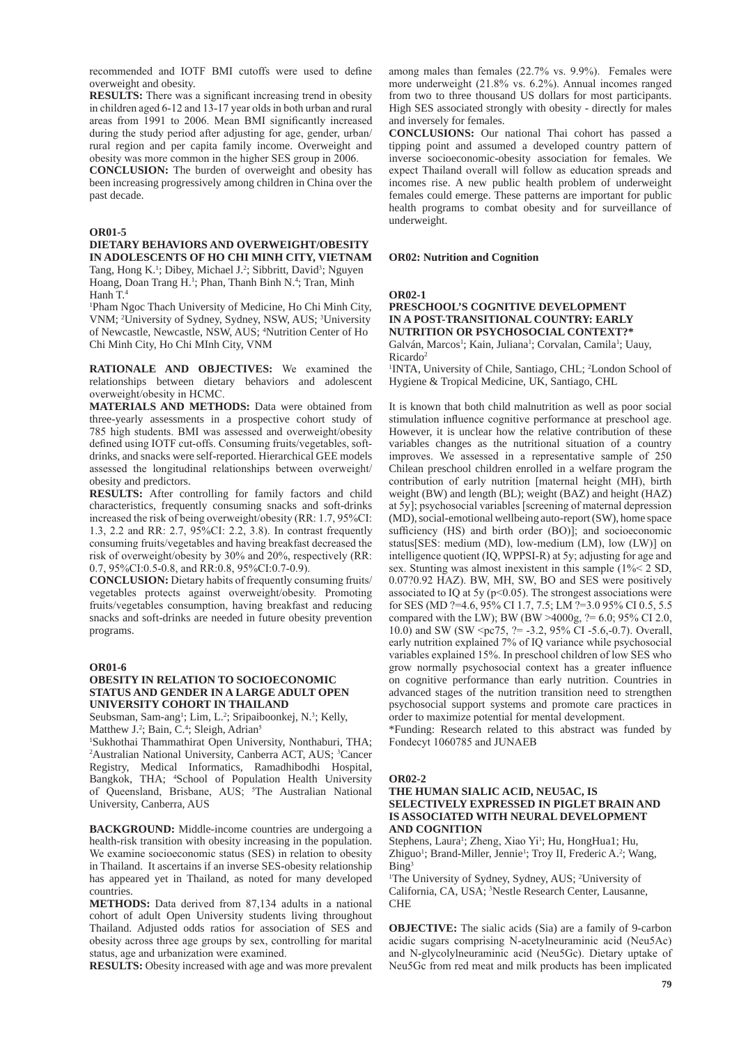recommended and IOTF BMI cutoffs were used to define overweight and obesity.

**RESULTS:** There was a significant increasing trend in obesity in children aged 6-12 and 13-17 year olds in both urban and rural areas from 1991 to 2006. Mean BMI significantly increased during the study period after adjusting for age, gender, urban/rural region and per capita family income. Overweight and obesity was more common in the higher SES group in 2006.

**CONCLUSION:** The burden of overweight and obesity has been increasing progressively among children in China over the past decade.

**OR01-5**

**DIETARY BEHAVIORS AND OVERWEIGHT/OBESITY IN ADOLESCENTS OF HO CHI MINH CITY, VIETNAM**

Tang, Hong K.[1]; Dibey, Michael J.[2]; Sibbritt, David[3]; Nguyen Hoang, Doan Trang H.[1]; Phan, Thanh Binh N.[4]; Tran, Minh Hanh T.[4]

[1]Pham Ngoc Thach University of Medicine, Ho Chi Minh City, VNM; [2]University of Sydney, Sydney, NSW, AUS; [3]University of Newcastle, Newcastle, NSW, AUS; [4]Nutrition Center of Ho Chi Minh City, Ho Chi MInh City, VNM

**RATIONALE AND OBJECTIVES:** We examined the relationships between dietary behaviors and adolescent overweight/obesity in HCMC.

**MATERIALS AND METHODS:** Data were obtained from three-yearly assessments in a prospective cohort study of 785 high students. BMI was assessed and overweight/obesity defined using IOTF cut-offs. Consuming fruits/vegetables, soft-drinks, and snacks were self-reported. Hierarchical GEE models assessed the longitudinal relationships between overweight/obesity and predictors.

**RESULTS:** After controlling for family factors and child characteristics, frequently consuming snacks and soft-drinks increased the risk of being overweight/obesity (RR: 1.7, 95%CI: 1.3, 2.2 and RR: 2.7, 95%CI: 2.2, 3.8). In contrast frequently consuming fruits/vegetables and having breakfast decreased the risk of overweight/obesity by 30% and 20%, respectively (RR: 0.7, 95%CI:0.5-0.8, and RR:0.8, 95%CI:0.7-0.9).

**CONCLUSION:** Dietary habits of frequently consuming fruits/vegetables protects against overweight/obesity. Promoting fruits/vegetables consumption, having breakfast and reducing snacks and soft-drinks are needed in future obesity prevention programs.

**OR01-6**

**OBESITY IN RELATION TO SOCIOECONOMIC STATUS AND GENDER IN A LARGE ADULT OPEN UNIVERSITY COHORT IN THAILAND**

Seubsman, Sam-ang[1]; Lim, L.[2]; Sripaiboonkej, N.[3]; Kelly, Matthew J.[2]; Bain, C.[4]; Sleigh, Adrian[5]

[1]Sukhothai Thammathirat Open University, Nonthaburi, THA; [2]Australian National University, Canberra ACT, AUS; [3]Cancer Registry, Medical Informatics, Ramadhibodhi Hospital, Bangkok, THA; [4]School of Population Health University of Queensland, Brisbane, AUS; [5]The Australian National University, Canberra, AUS

**BACKGROUND:** Middle-income countries are undergoing a health-risk transition with obesity increasing in the population. We examine socioeconomic status (SES) in relation to obesity in Thailand. It ascertains if an inverse SES-obesity relationship has appeared yet in Thailand, as noted for many developed countries.

**METHODS:** Data derived from 87,134 adults in a national cohort of adult Open University students living throughout Thailand. Adjusted odds ratios for association of SES and obesity across three age groups by sex, controlling for marital status, age and urbanization were examined.

**RESULTS:** Obesity increased with age and was more prevalent among males than females (22.7% vs. 9.9%). Females were more underweight (21.8% vs. 6.2%). Annual incomes ranged from two to three thousand US dollars for most participants. High SES associated strongly with obesity - directly for males and inversely for females.

**CONCLUSIONS:** Our national Thai cohort has passed a tipping point and assumed a developed country pattern of inverse socioeconomic-obesity association for females. We expect Thailand overall will follow as education spreads and incomes rise. A new public health problem of underweight females could emerge. These patterns are important for public health programs to combat obesity and for surveillance of underweight.

## OR02: Nutrition and Cognition

**OR02-1**

**PRESCHOOL'S COGNITIVE DEVELOPMENT IN A POST-TRANSITIONAL COUNTRY: EARLY NUTRITION OR PSYCHOSOCIAL CONTEXT?***

Galván, Marcos[1]; Kain, Juliana[1]; Corvalan, Camila[1]; Uauy, Ricardo[2]

[1]INTA, University of Chile, Santiago, CHL; [2]London School of Hygiene & Tropical Medicine, UK, Santiago, CHL

It is known that both child malnutrition as well as poor social stimulation influence cognitive performance at preschool age. However, it is unclear how the relative contribution of these variables changes as the nutritional situation of a country improves. We assessed in a representative sample of 250 Chilean preschool children enrolled in a welfare program the contribution of early nutrition [maternal height (MH), birth weight (BW) and length (BL); weight (BAZ) and height (HAZ) at 5y]; psychosocial variables [screening of maternal depression (MD), social-emotional wellbeing auto-report (SW), home space sufficiency (HS) and birth order (BO)]; and socioeconomic status[SES: medium (MD), low-medium (LM), low (LW)] on intelligence quotient (IQ, WPPSI-R) at 5y; adjusting for age and sex. Stunting was almost inexistent in this sample (1%< 2 SD, 0.07?0.92 HAZ). BW, MH, SW, BO and SES were positively associated to IQ at 5y ($p<0.05$). The strongest associations were for SES (MD ?=4.6, 95% CI 1.7, 7.5; LM ?=3.0 95% CI 0.5, 5.5 compared with the LW); BW (BW >4000g, ?= 6.0; 95% CI 2.0, 10.0) and SW (SW <pc75, ?= -3.2, 95% CI -5.6,-0.7). Overall, early nutrition explained 7% of IQ variance while psychosocial variables explained 15%. In preschool children of low SES who grow normally psychosocial context has a greater influence on cognitive performance than early nutrition. Countries in advanced stages of the nutrition transition need to strengthen psychosocial support systems and promote care practices in order to maximize potential for mental development.

*Funding: Research related to this abstract was funded by Fondecyt 1060785 and JUNAEB

**OR02-2**

**THE HUMAN SIALIC ACID, NEU5AC, IS SELECTIVELY EXPRESSED IN PIGLET BRAIN AND IS ASSOCIATED WITH NEURAL DEVELOPMENT AND COGNITION**

Stephens, Laura[1]; Zheng, Xiao Yi[1]; Hu, HongHua1; Hu, Zhiguo[1]; Brand-Miller, Jennie[1]; Troy II, Frederic A.[2]; Wang, Bing[3]

[1]The University of Sydney, Sydney, AUS; [2]University of California, CA, USA; [3]Nestle Research Center, Lausanne, CHE

**OBJECTIVE:** The sialic acids (Sia) are a family of 9-carbon acidic sugars comprising N-acetylneuraminic acid (Neu5Ac) and N-glycolylneuraminic acid (Neu5Gc). Dietary uptake of Neu5Gc from red meat and milk products has been implicated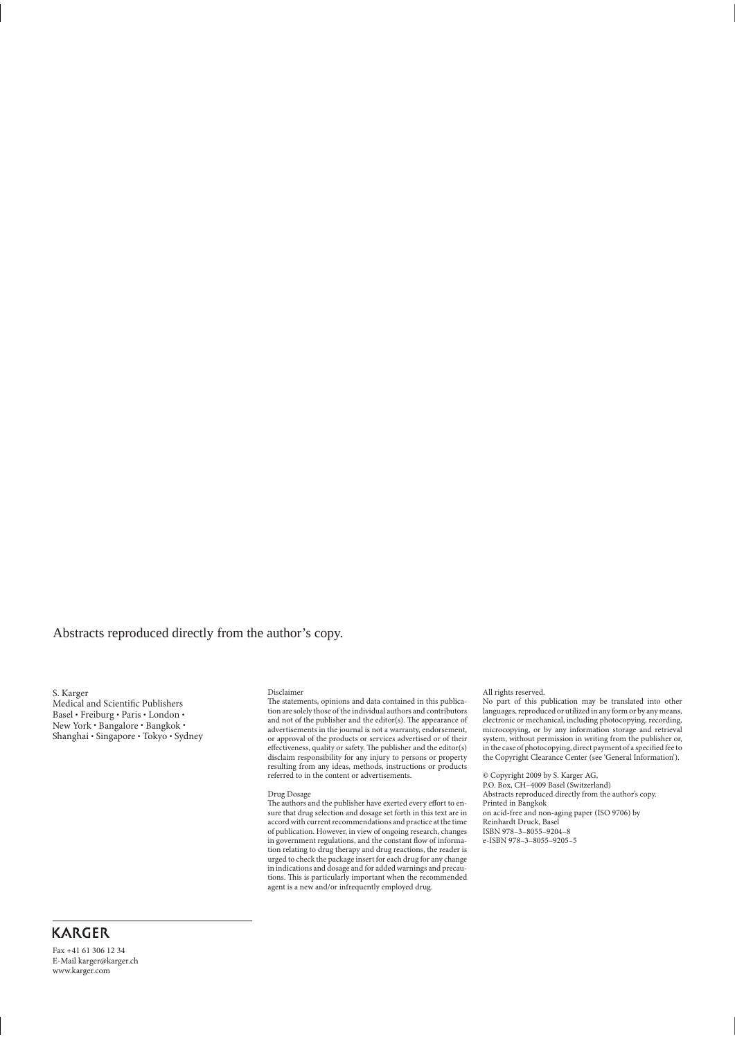Abstracts reproduced directly from the author's copy.

S. Karger
Medical and Scientific Publishers
Basel • Freiburg • Paris • London •
New York • Bangalore • Bangkok •
Shanghai • Singapore • Tokyo • Sydney

Disclaimer
The statements, opinions and data contained in this publication are solely those of the individual authors and contributors and not of the publisher and the editor(s). The appearance of advertisements in the journal is not a warranty, endorsement, or approval of the products or services advertised or of their effectiveness, quality or safety. The publisher and the editor(s) disclaim responsibility for any injury to persons or property resulting from any ideas, methods, instructions or products referred to in the content or advertisements.

Drug Dosage
The authors and the publisher have exerted every effort to ensure that drug selection and dosage set forth in this text are in accord with current recommendations and practice at the time of publication. However, in view of ongoing research, changes in government regulations, and the constant flow of information relating to drug therapy and drug reactions, the reader is urged to check the package insert for each drug for any change in indications and dosage and for added warnings and precautions. This is particularly important when the recommended agent is a new and/or infrequently employed drug.

All rights reserved.
No part of this publication may be translated into other languages, reproduced or utilized in any form or by any means, electronic or mechanical, including photocopying, recording, microcopying, or by any information storage and retrieval system, without permission in writing from the publisher or, in the case of photocopying, direct payment of a specified fee to the Copyright Clearance Center (see 'General Information').

© Copyright 2009 by S. Karger AG,
P.O. Box, CH–4009 Basel (Switzerland)
Abstracts reproduced directly from the author's copy.
Printed in Bangkok
on acid-free and non-aging paper (ISO 9706) by
Reinhardt Druck, Basel
ISBN 978–3–8055–9204–8
e-ISBN 978–3–8055–9205–5

KARGER

Fax +41 61 306 12 34
E-Mail karger@karger.ch
www.karger.com